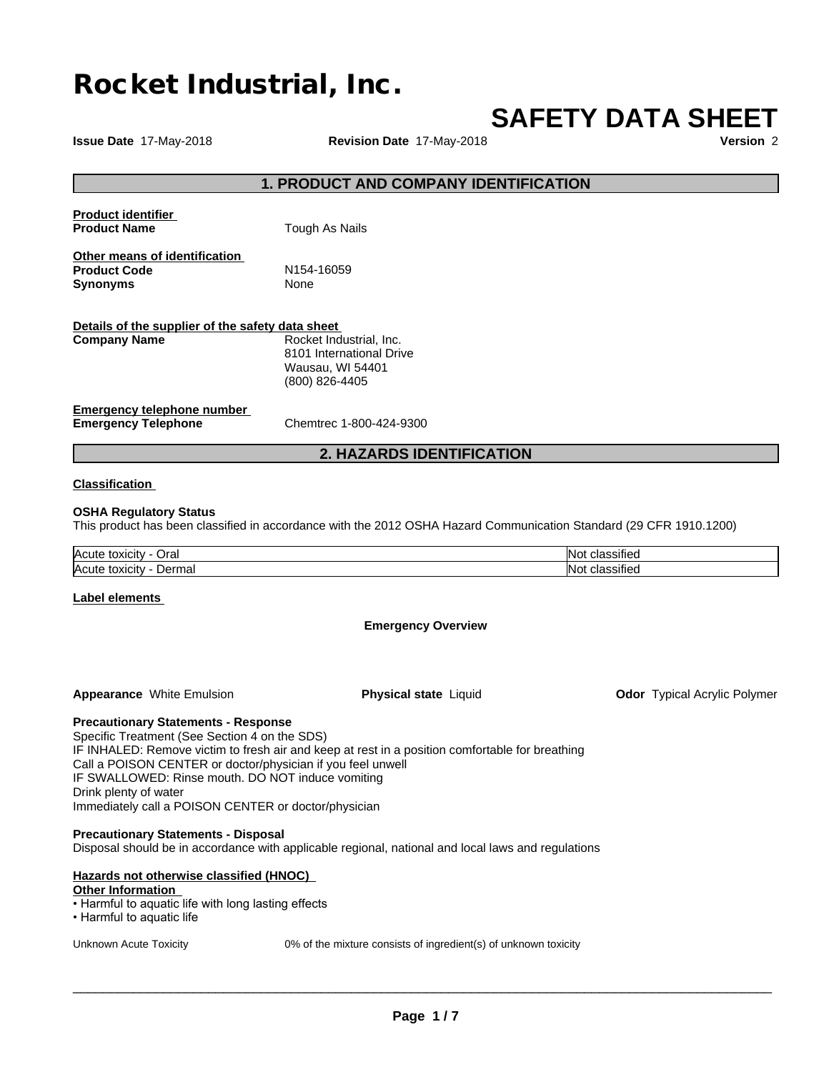# Rocket Industrial, Inc.

# SAFETY DATA SHEET

**Issue Date** 17-May-2018 **Revision Date** 17-May-2018 **Version** 2

## 1. PRODUCT AND COMPANY IDENTIFICATION

**Product identifier**
**Product Name** Tough As Nails

**Other means of identification**
**Product Code** N154-16059
**Synonyms** None

**Details of the supplier of the safety data sheet**
**Company Name** Rocket Industrial, Inc.
8101 International Drive
Wausau, WI 54401
(800) 826-4405

**Emergency telephone number**
**Emergency Telephone** Chemtrec 1-800-424-9300

## 2. HAZARDS IDENTIFICATION

**Classification**

**OSHA Regulatory Status**
This product has been classified in accordance with the 2012 OSHA Hazard Communication Standard (29 CFR 1910.1200)

| | |
|---|---|
| Acute toxicity - Oral | Not classified |
| Acute toxicity - Dermal | Not classified |

**Label elements**

**Emergency Overview**

**Appearance** White Emulsion **Physical state** Liquid **Odor** Typical Acrylic Polymer

**Precautionary Statements - Response**
Specific Treatment (See Section 4 on the SDS)
IF INHALED: Remove victim to fresh air and keep at rest in a position comfortable for breathing
Call a POISON CENTER or doctor/physician if you feel unwell
IF SWALLOWED: Rinse mouth. DO NOT induce vomiting
Drink plenty of water
Immediately call a POISON CENTER or doctor/physician

**Precautionary Statements - Disposal**
Disposal should be in accordance with applicable regional, national and local laws and regulations

**Hazards not otherwise classified (HNOC)**
**Other Information**
- Harmful to aquatic life with long lasting effects
- Harmful to aquatic life

Unknown Acute Toxicity 0% of the mixture consists of ingredient(s) of unknown toxicity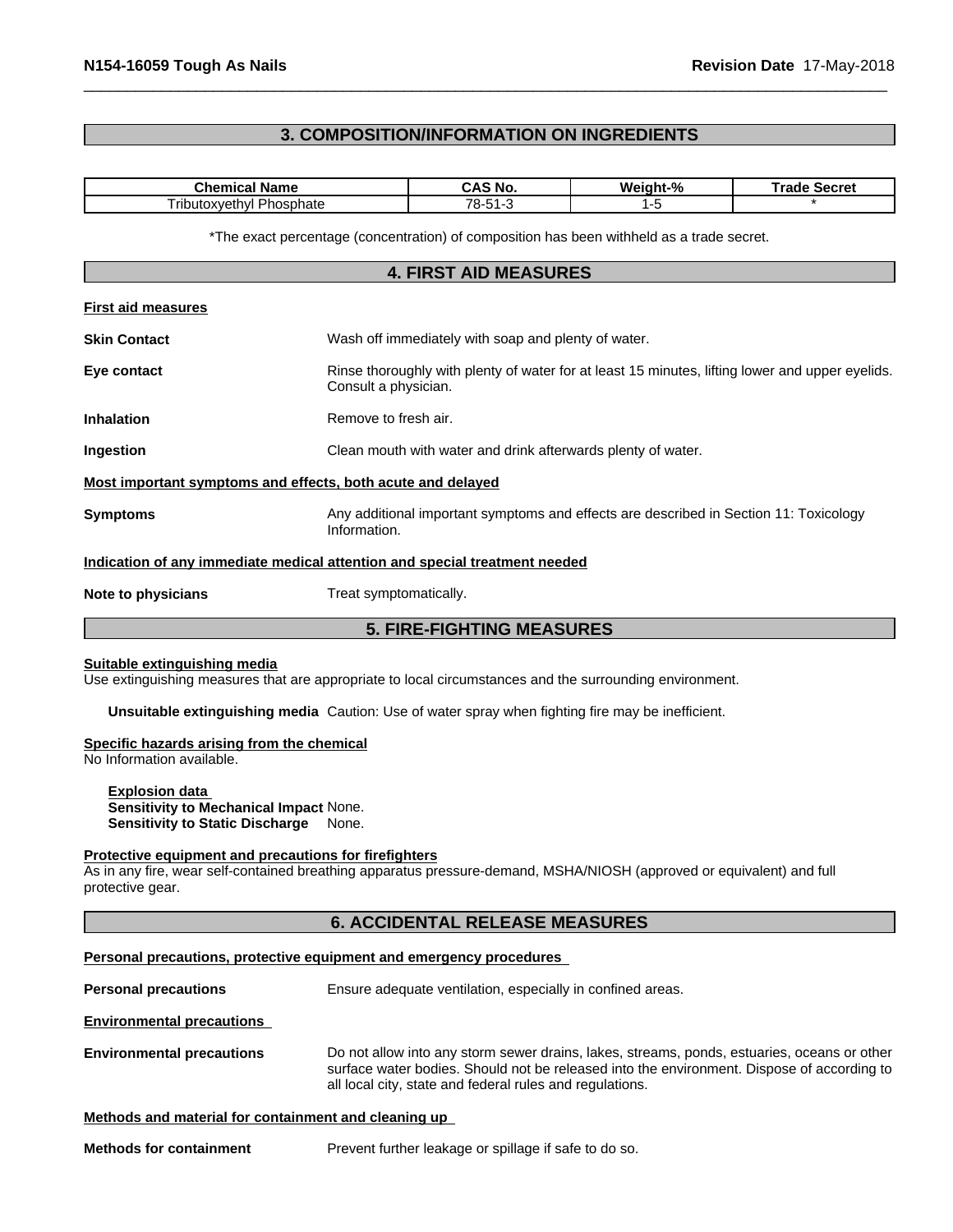## 3. COMPOSITION/INFORMATION ON INGREDIENTS

| Chemical Name | CAS No. | Weight-% | Trade Secret |
|---|---|---|---|
| Tributoxyethyl Phosphate | 78-51-3 | 1-5 | * |

*The exact percentage (concentration) of composition has been withheld as a trade secret.

## 4. FIRST AID MEASURES

**First aid measures**

**Skin Contact** Wash off immediately with soap and plenty of water.

**Eye contact** Rinse thoroughly with plenty of water for at least 15 minutes, lifting lower and upper eyelids. Consult a physician.

**Inhalation** Remove to fresh air.

**Ingestion** Clean mouth with water and drink afterwards plenty of water.

**Most important symptoms and effects, both acute and delayed**

**Symptoms** Any additional important symptoms and effects are described in Section 11: Toxicology Information.

**Indication of any immediate medical attention and special treatment needed**

**Note to physicians** Treat symptomatically.

## 5. FIRE-FIGHTING MEASURES

**Suitable extinguishing media**
Use extinguishing measures that are appropriate to local circumstances and the surrounding environment.

**Unsuitable extinguishing media** Caution: Use of water spray when fighting fire may be inefficient.

**Specific hazards arising from the chemical**
No Information available.

**Explosion data**
**Sensitivity to Mechanical Impact** None.
**Sensitivity to Static Discharge** None.

**Protective equipment and precautions for firefighters**
As in any fire, wear self-contained breathing apparatus pressure-demand, MSHA/NIOSH (approved or equivalent) and full protective gear.

## 6. ACCIDENTAL RELEASE MEASURES

**Personal precautions, protective equipment and emergency procedures**

**Personal precautions** Ensure adequate ventilation, especially in confined areas.

**Environmental precautions**

**Environmental precautions** Do not allow into any storm sewer drains, lakes, streams, ponds, estuaries, oceans or other surface water bodies. Should not be released into the environment. Dispose of according to all local city, state and federal rules and regulations.

**Methods and material for containment and cleaning up**

**Methods for containment** Prevent further leakage or spillage if safe to do so.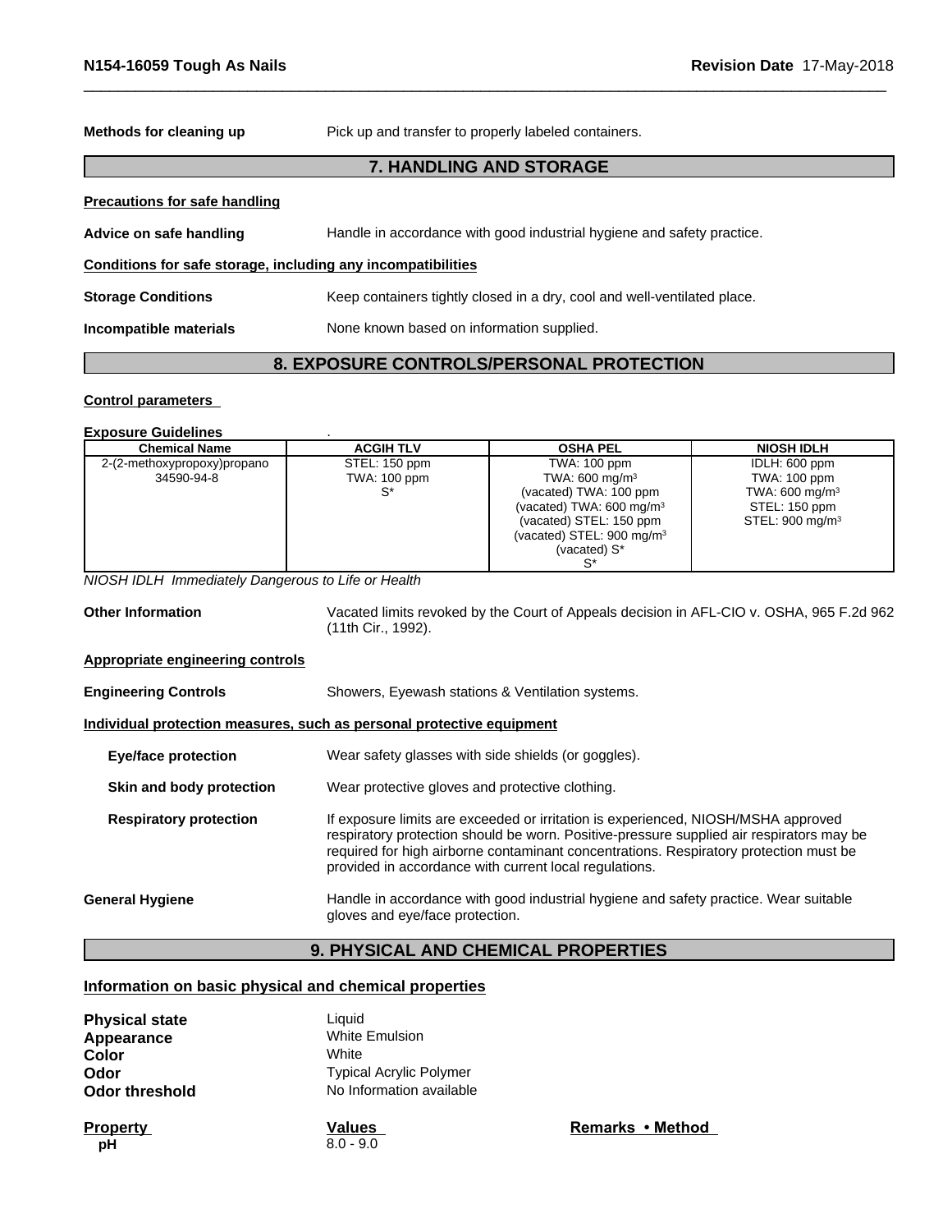**Methods for cleaning up** Pick up and transfer to properly labeled containers.

## 7. HANDLING AND STORAGE

**Precautions for safe handling**

**Advice on safe handling** Handle in accordance with good industrial hygiene and safety practice.

**Conditions for safe storage, including any incompatibilities**

**Storage Conditions** Keep containers tightly closed in a dry, cool and well-ventilated place.

**Incompatible materials** None known based on information supplied.

## 8. EXPOSURE CONTROLS/PERSONAL PROTECTION

**Control parameters**

**Exposure Guidelines** .

| Chemical Name | ACGIH TLV | OSHA PEL | NIOSH IDLH |
|---|---|---|---|
| 2-(2-methoxypropoxy)propano<br>34590-94-8 | STEL: 150 ppm<br>TWA: 100 ppm<br>S* | TWA: 100 ppm<br>TWA: 600 mg/m³<br>(vacated) TWA: 100 ppm<br>(vacated) TWA: 600 mg/m³<br>(vacated) STEL: 150 ppm<br>(vacated) STEL: 900 mg/m³<br>(vacated) S*<br>S* | IDLH: 600 ppm<br>TWA: 100 ppm<br>TWA: 600 mg/m³<br>STEL: 150 ppm<br>STEL: 900 mg/m³ |

*NIOSH IDLH Immediately Dangerous to Life or Health*

**Other Information** Vacated limits revoked by the Court of Appeals decision in AFL-CIO v. OSHA, 965 F.2d 962 (11th Cir., 1992).

**Appropriate engineering controls**

**Engineering Controls** Showers, Eyewash stations & Ventilation systems.

**Individual protection measures, such as personal protective equipment**

**Eye/face protection** Wear safety glasses with side shields (or goggles).

**Skin and body protection** Wear protective gloves and protective clothing.

**Respiratory protection** If exposure limits are exceeded or irritation is experienced, NIOSH/MSHA approved respiratory protection should be worn. Positive-pressure supplied air respirators may be required for high airborne contaminant concentrations. Respiratory protection must be provided in accordance with current local regulations.

**General Hygiene** Handle in accordance with good industrial hygiene and safety practice. Wear suitable gloves and eye/face protection.

## 9. PHYSICAL AND CHEMICAL PROPERTIES

**Information on basic physical and chemical properties**

**Physical state** Liquid
**Appearance** White Emulsion
**Color** White
**Odor** Typical Acrylic Polymer
**Odor threshold** No Information available

| Property | Values | Remarks • Method |
|---|---|---|
| pH | 8.0 - 9.0 | |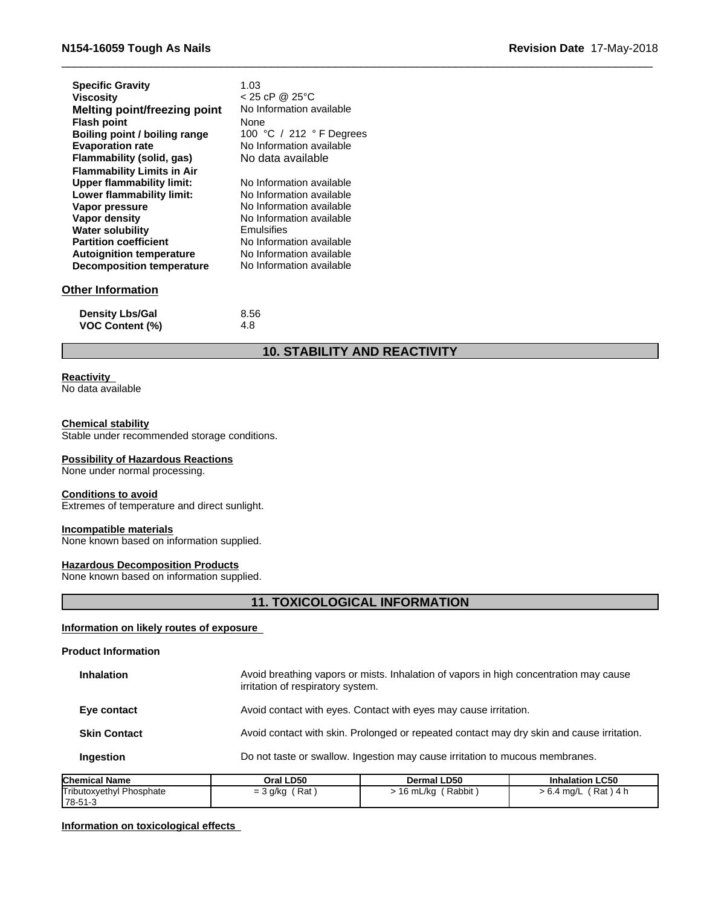| | |
|---|---|
| **Specific Gravity** | 1.03 |
| **Viscosity** | < 25 cP @ 25°C |
| **Melting point/freezing point** | No Information available |
| **Flash point** | None |
| **Boiling point / boiling range** | 100 °C / 212 ° F Degrees |
| **Evaporation rate** | No Information available |
| **Flammability (solid, gas)** | No data available |
| **Flammability Limits in Air** | |
| **Upper flammability limit:** | No Information available |
| **Lower flammability limit:** | No Information available |
| **Vapor pressure** | No Information available |
| **Vapor density** | No Information available |
| **Water solubility** | Emulsifies |
| **Partition coefficient** | No Information available |
| **Autoignition temperature** | No Information available |
| **Decomposition temperature** | No Information available |

### Other Information

| | |
|---|---|
| **Density Lbs/Gal** | 8.56 |
| **VOC Content (%)** | 4.8 |

## 10. STABILITY AND REACTIVITY

**Reactivity**
No data available

**Chemical stability**
Stable under recommended storage conditions.

**Possibility of Hazardous Reactions**
None under normal processing.

**Conditions to avoid**
Extremes of temperature and direct sunlight.

**Incompatible materials**
None known based on information supplied.

**Hazardous Decomposition Products**
None known based on information supplied.

## 11. TOXICOLOGICAL INFORMATION

**Information on likely routes of exposure**

**Product Information**

| | |
|---|---|
| **Inhalation** | Avoid breathing vapors or mists. Inhalation of vapors in high concentration may cause irritation of respiratory system. |
| **Eye contact** | Avoid contact with eyes. Contact with eyes may cause irritation. |
| **Skin Contact** | Avoid contact with skin. Prolonged or repeated contact may dry skin and cause irritation. |
| **Ingestion** | Do not taste or swallow. Ingestion may cause irritation to mucous membranes. |

| Chemical Name | Oral LD50 | Dermal LD50 | Inhalation LC50 |
|---|---|---|---|
| Tributoxyethyl Phosphate<br>78-51-3 | = 3 g/kg ( Rat ) | > 16 mL/kg ( Rabbit ) | > 6.4 mg/L ( Rat ) 4 h |

**Information on toxicological effects**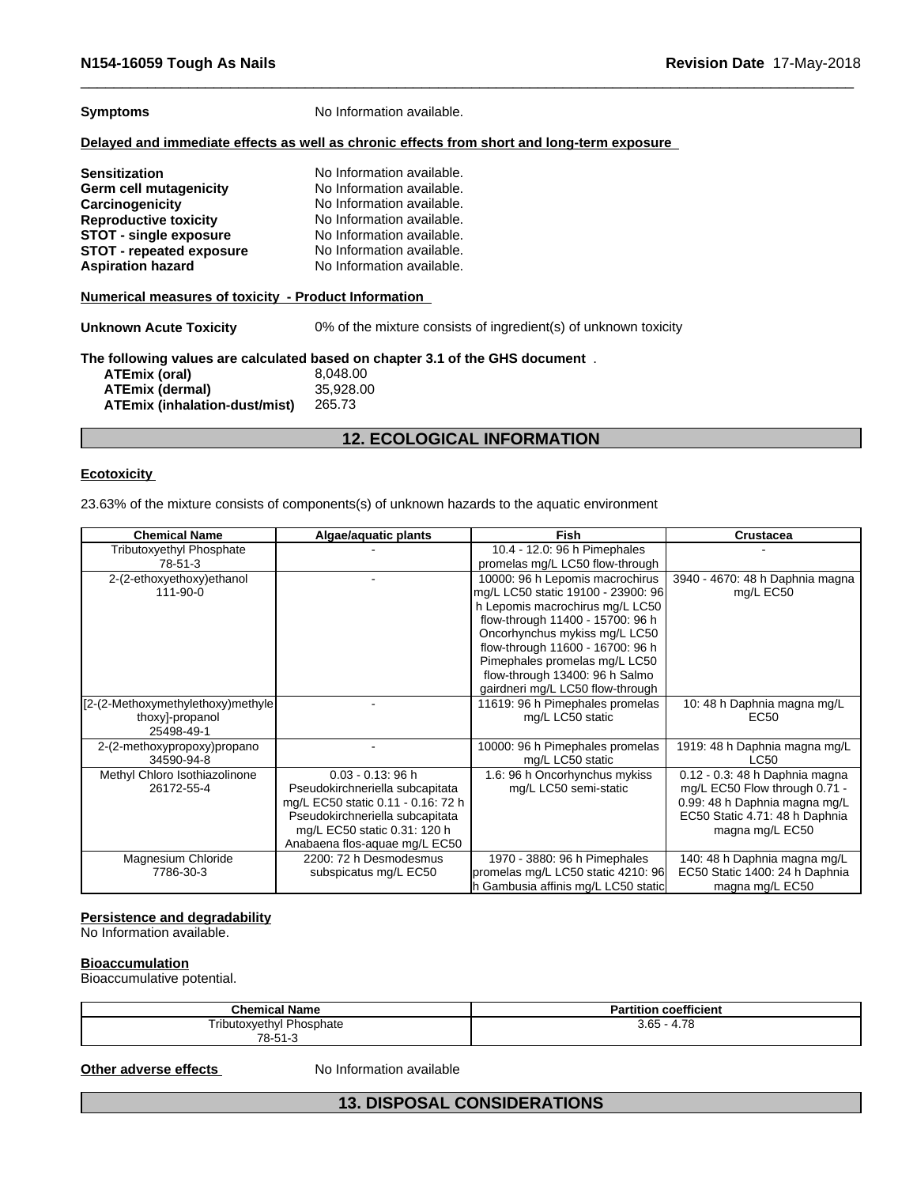**Symptoms** No Information available.

**Delayed and immediate effects as well as chronic effects from short and long-term exposure**

| | |
|---|---|
| **Sensitization** | No Information available. |
| **Germ cell mutagenicity** | No Information available. |
| **Carcinogenicity** | No Information available. |
| **Reproductive toxicity** | No Information available. |
| **STOT - single exposure** | No Information available. |
| **STOT - repeated exposure** | No Information available. |
| **Aspiration hazard** | No Information available. |

**Numerical measures of toxicity - Product Information**

**Unknown Acute Toxicity** 0% of the mixture consists of ingredient(s) of unknown toxicity

**The following values are calculated based on chapter 3.1 of the GHS document** .

| | |
|---|---|
| **ATEmix (oral)** | 8,048.00 |
| **ATEmix (dermal)** | 35,928.00 |
| **ATEmix (inhalation-dust/mist)** | 265.73 |

## 12. ECOLOGICAL INFORMATION

**Ecotoxicity**

23.63% of the mixture consists of components(s) of unknown hazards to the aquatic environment

| Chemical Name | Algae/aquatic plants | Fish | Crustacea |
|---|---|---|---|
| Tributoxyethyl Phosphate 78-51-3 | - | 10.4 - 12.0: 96 h Pimephales promelas mg/L LC50 flow-through | - |
| 2-(2-ethoxyethoxy)ethanol 111-90-0 | - | 10000: 96 h Lepomis macrochirus mg/L LC50 static 19100 - 23900: 96 h Lepomis macrochirus mg/L LC50 flow-through 11400 - 15700: 96 h Oncorhynchus mykiss mg/L LC50 flow-through 11600 - 16700: 96 h Pimephales promelas mg/L LC50 flow-through 13400: 96 h Salmo gairdneri mg/L LC50 flow-through | 3940 - 4670: 48 h Daphnia magna mg/L EC50 |
| [2-(2-Methoxymethylethoxy)methylethoxy]-propanol 25498-49-1 | - | 11619: 96 h Pimephales promelas mg/L LC50 static | 10: 48 h Daphnia magna mg/L EC50 |
| 2-(2-methoxypropoxy)propano 34590-94-8 | - | 10000: 96 h Pimephales promelas mg/L LC50 static | 1919: 48 h Daphnia magna mg/L LC50 |
| Methyl Chloro Isothiazolinone 26172-55-4 | 0.03 - 0.13: 96 h Pseudokirchneriella subcapitata mg/L EC50 static 0.11 - 0.16: 72 h Pseudokirchneriella subcapitata mg/L EC50 static 0.31: 120 h Anabaena flos-aquae mg/L EC50 | 1.6: 96 h Oncorhynchus mykiss mg/L LC50 semi-static | 0.12 - 0.3: 48 h Daphnia magna mg/L EC50 Flow through 0.71 - 0.99: 48 h Daphnia magna mg/L EC50 Static 4.71: 48 h Daphnia magna mg/L EC50 |
| Magnesium Chloride 7786-30-3 | 2200: 72 h Desmodesmus subspicatus mg/L EC50 | 1970 - 3880: 96 h Pimephales promelas mg/L LC50 static 4210: 96 h Gambusia affinis mg/L LC50 static | 140: 48 h Daphnia magna mg/L EC50 Static 1400: 24 h Daphnia magna mg/L EC50 |

**Persistence and degradability**
No Information available.

**Bioaccumulation**
Bioaccumulative potential.

| Chemical Name | Partition coefficient |
|---|---|
| Tributoxyethyl Phosphate 78-51-3 | 3.65 - 4.78 |

**Other adverse effects** No Information available

## 13. DISPOSAL CONSIDERATIONS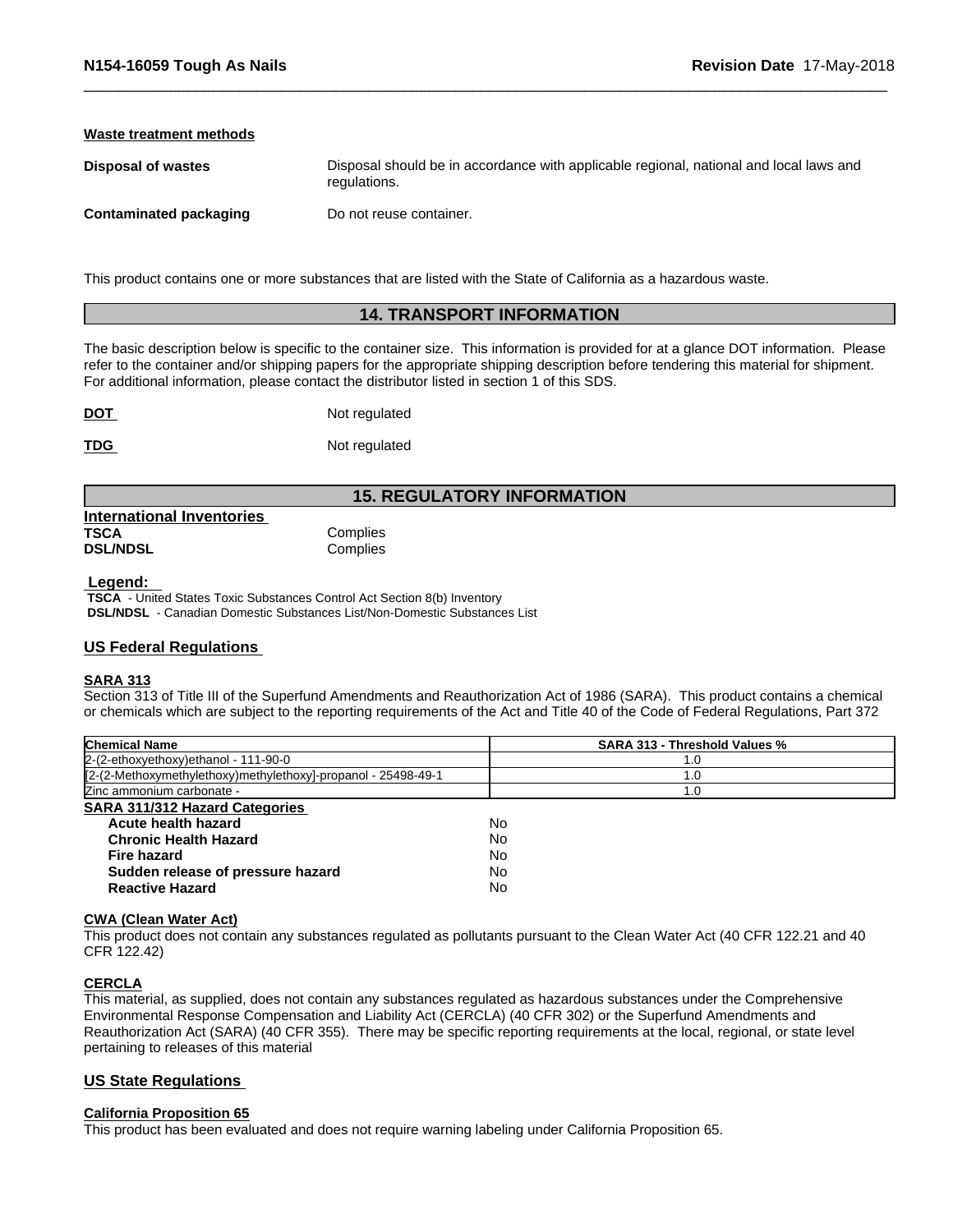**Waste treatment methods**

**Disposal of wastes** Disposal should be in accordance with applicable regional, national and local laws and regulations.

**Contaminated packaging** Do not reuse container.

This product contains one or more substances that are listed with the State of California as a hazardous waste.

## 14. TRANSPORT INFORMATION

The basic description below is specific to the container size. This information is provided for at a glance DOT information. Please refer to the container and/or shipping papers for the appropriate shipping description before tendering this material for shipment. For additional information, please contact the distributor listed in section 1 of this SDS.

**DOT** Not regulated

**TDG** Not regulated

## 15. REGULATORY INFORMATION

**International Inventories**

| | |
|---|---|
| **TSCA** | Complies |
| **DSL/NDSL** | Complies |

**Legend:**

**TSCA** - United States Toxic Substances Control Act Section 8(b) Inventory
**DSL/NDSL** - Canadian Domestic Substances List/Non-Domestic Substances List

### US Federal Regulations

**SARA 313**

Section 313 of Title III of the Superfund Amendments and Reauthorization Act of 1986 (SARA). This product contains a chemical or chemicals which are subject to the reporting requirements of the Act and Title 40 of the Code of Federal Regulations, Part 372

| Chemical Name | SARA 313 - Threshold Values % |
|---|---|
| 2-(2-ethoxyethoxy)ethanol - 111-90-0 | 1.0 |
| [2-(2-Methoxymethylethoxy)methylethoxy]-propanol - 25498-49-1 | 1.0 |
| Zinc ammonium carbonate - | 1.0 |

**SARA 311/312 Hazard Categories**

| | |
|---|---|
| **Acute health hazard** | No |
| **Chronic Health Hazard** | No |
| **Fire hazard** | No |
| **Sudden release of pressure hazard** | No |
| **Reactive Hazard** | No |

**CWA (Clean Water Act)**

This product does not contain any substances regulated as pollutants pursuant to the Clean Water Act (40 CFR 122.21 and 40 CFR 122.42)

**CERCLA**

This material, as supplied, does not contain any substances regulated as hazardous substances under the Comprehensive Environmental Response Compensation and Liability Act (CERCLA) (40 CFR 302) or the Superfund Amendments and Reauthorization Act (SARA) (40 CFR 355). There may be specific reporting requirements at the local, regional, or state level pertaining to releases of this material

### US State Regulations

**California Proposition 65**

This product has been evaluated and does not require warning labeling under California Proposition 65.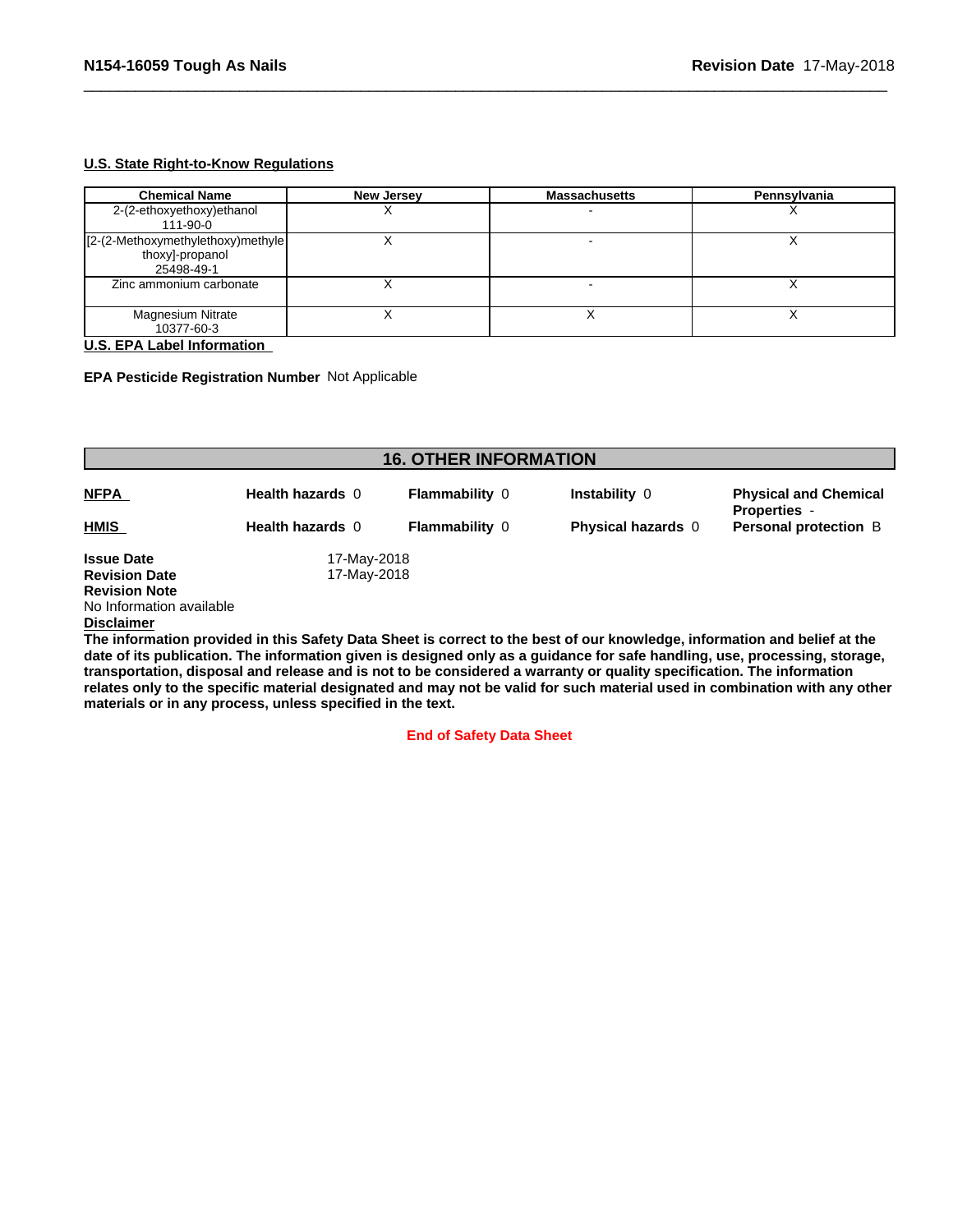**U.S. State Right-to-Know Regulations**

| Chemical Name | New Jersey | Massachusetts | Pennsylvania |
|---|---|---|---|
| 2-(2-ethoxyethoxy)ethanol 111-90-0 | X | - | X |
| [2-(2-Methoxymethylethoxy)methylethoxy]-propanol 25498-49-1 | X | - | X |
| Zinc ammonium carbonate | X | - | X |
| Magnesium Nitrate 10377-60-3 | X | X | X |

**U.S. EPA Label Information**

**EPA Pesticide Registration Number** Not Applicable

## 16. OTHER INFORMATION

**NFPA** — **Health hazards** 0 — **Flammability** 0 — **Instability** 0 — **Physical and Chemical Properties** -

**HMIS** — **Health hazards** 0 — **Flammability** 0 — **Physical hazards** 0 — **Personal protection** B

**Issue Date** 17-May-2018
**Revision Date** 17-May-2018
**Revision Note**
No Information available

**Disclaimer**

**The information provided in this Safety Data Sheet is correct to the best of our knowledge, information and belief at the date of its publication. The information given is designed only as a guidance for safe handling, use, processing, storage, transportation, disposal and release and is not to be considered a warranty or quality specification. The information relates only to the specific material designated and may not be valid for such material used in combination with any other materials or in any process, unless specified in the text.**

**End of Safety Data Sheet**